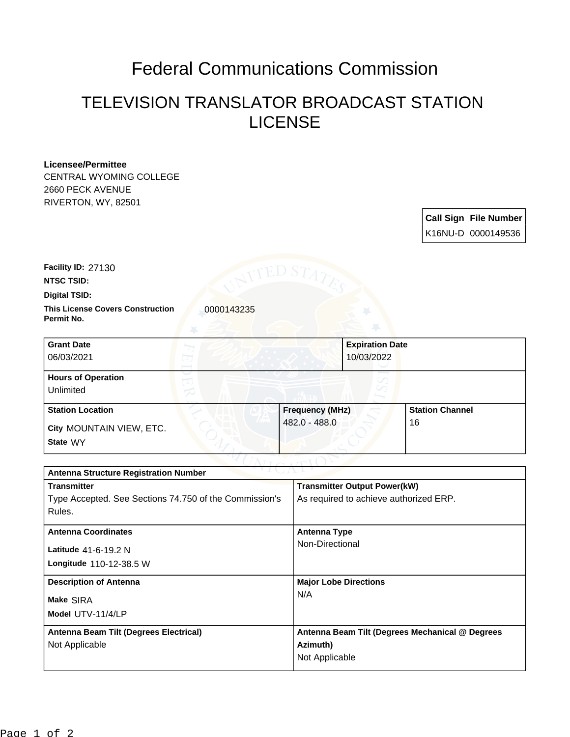# Federal Communications Commission

## TELEVISION TRANSLATOR BROADCAST STATION LICENSE

**Licensee/Permittee**
CENTRAL WYOMING COLLEGE
2660 PECK AVENUE
RIVERTON, WY, 82501

| Call Sign | File Number |
|---|---|
| K16NU-D | 0000149536 |

**Facility ID:** 27130

**NTSC TSID:**

**Digital TSID:**

**This License Covers Construction Permit No.** 0000143235

| Grant Date | Expiration Date |
|---|---|
| 06/03/2021 | 10/03/2022 |

**Hours of Operation**
Unlimited

| Station Location | Frequency (MHz) | Station Channel |
|---|---|---|
| City MOUNTAIN VIEW, ETC.<br>State WY | 482.0 - 488.0 | 16 |

| Antenna Structure Registration Number | |
|---|---|
| **Transmitter**<br>Type Accepted. See Sections 74.750 of the Commission's Rules. | **Transmitter Output Power(kW)**<br>As required to achieve authorized ERP. |
| **Antenna Coordinates**<br>Latitude 41-6-19.2 N<br>Longitude 110-12-38.5 W | **Antenna Type**<br>Non-Directional |
| **Description of Antenna**<br>Make SIRA<br>Model UTV-11/4/LP | **Major Lobe Directions**<br>N/A |
| **Antenna Beam Tilt (Degrees Electrical)**<br>Not Applicable | **Antenna Beam Tilt (Degrees Mechanical @ Degrees Azimuth)**<br>Not Applicable |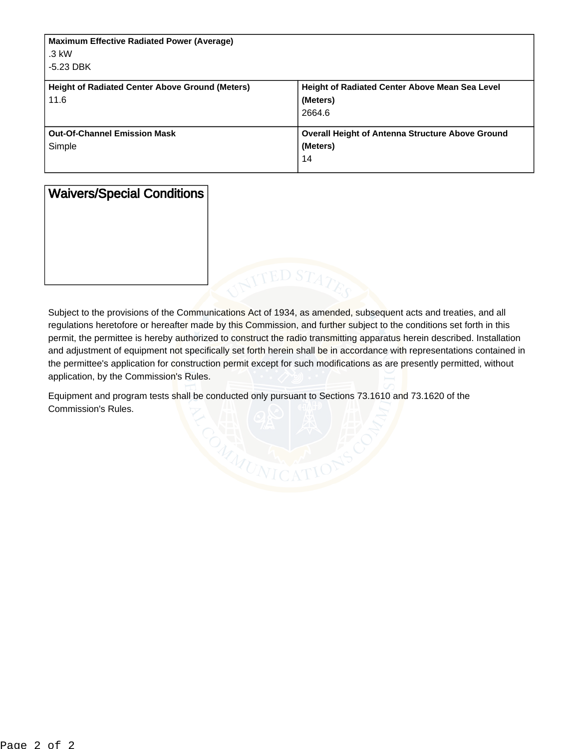| | |
|---|---|
| **Maximum Effective Radiated Power (Average)**<br>.3 kW<br>-5.23 DBK | |
| **Height of Radiated Center Above Ground (Meters)**<br>11.6 | **Height of Radiated Center Above Mean Sea Level (Meters)**<br>2664.6 |
| **Out-Of-Channel Emission Mask**<br>Simple | **Overall Height of Antenna Structure Above Ground (Meters)**<br>14 |

## Waivers/Special Conditions

Subject to the provisions of the Communications Act of 1934, as amended, subsequent acts and treaties, and all regulations heretofore or hereafter made by this Commission, and further subject to the conditions set forth in this permit, the permittee is hereby authorized to construct the radio transmitting apparatus herein described. Installation and adjustment of equipment not specifically set forth herein shall be in accordance with representations contained in the permittee's application for construction permit except for such modifications as are presently permitted, without application, by the Commission's Rules.

Equipment and program tests shall be conducted only pursuant to Sections 73.1610 and 73.1620 of the Commission's Rules.